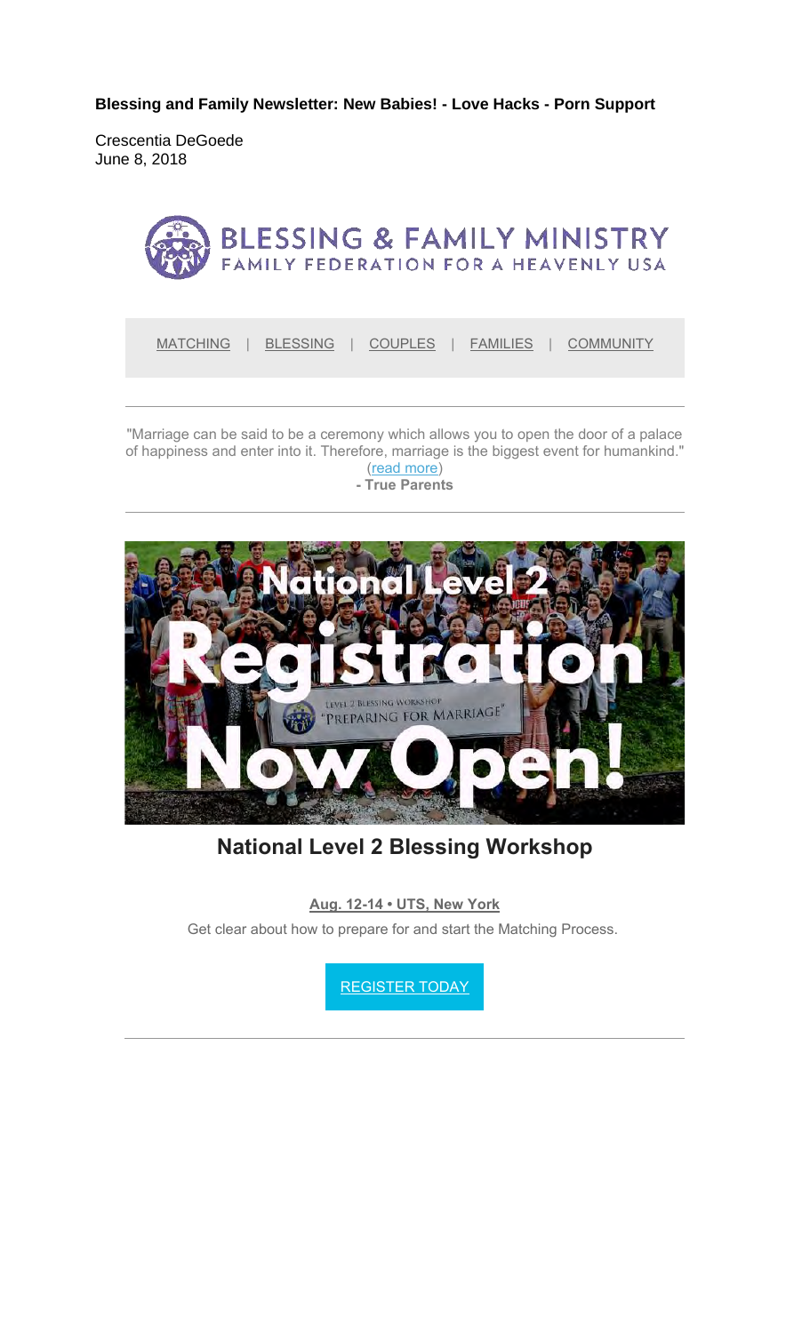**Blessing and Family Newsletter: New Babies! - Love Hacks - Porn Support**

Crescentia DeGoede
June 8, 2018

BLESSING & FAMILY MINISTRY
FAMILY FEDERATION FOR A HEAVENLY USA

MATCHING | BLESSING | COUPLES | FAMILIES | COMMUNITY

---

"Marriage can be said to be a ceremony which allows you to open the door of a palace of happiness and enter into it. Therefore, marriage is the biggest event for humankind." (read more)

**- True Parents**

---

National Level 2 Registration Now Open!

## National Level 2 Blessing Workshop

**Aug. 12-14 • UTS, New York**

Get clear about how to prepare for and start the Matching Process.

REGISTER TODAY

---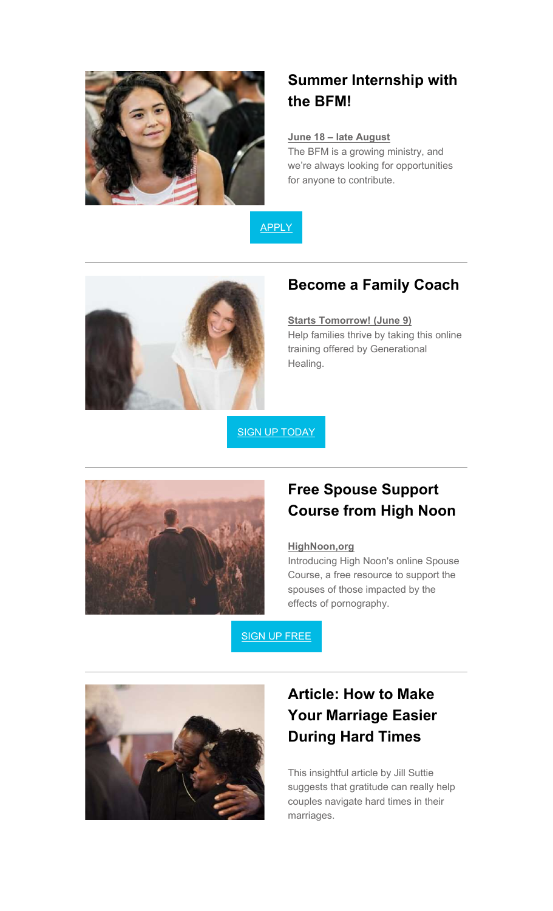## Summer Internship with the BFM!

**June 18 – late August**

The BFM is a growing ministry, and we're always looking for opportunities for anyone to contribute.

APPLY

---

## Become a Family Coach

**Starts Tomorrow! (June 9)**

Help families thrive by taking this online training offered by Generational Healing.

SIGN UP TODAY

---

## Free Spouse Support Course from High Noon

**HighNoon,org**

Introducing High Noon's online Spouse Course, a free resource to support the spouses of those impacted by the effects of pornography.

SIGN UP FREE

---

## Article: How to Make Your Marriage Easier During Hard Times

This insightful article by Jill Suttie suggests that gratitude can really help couples navigate hard times in their marriages.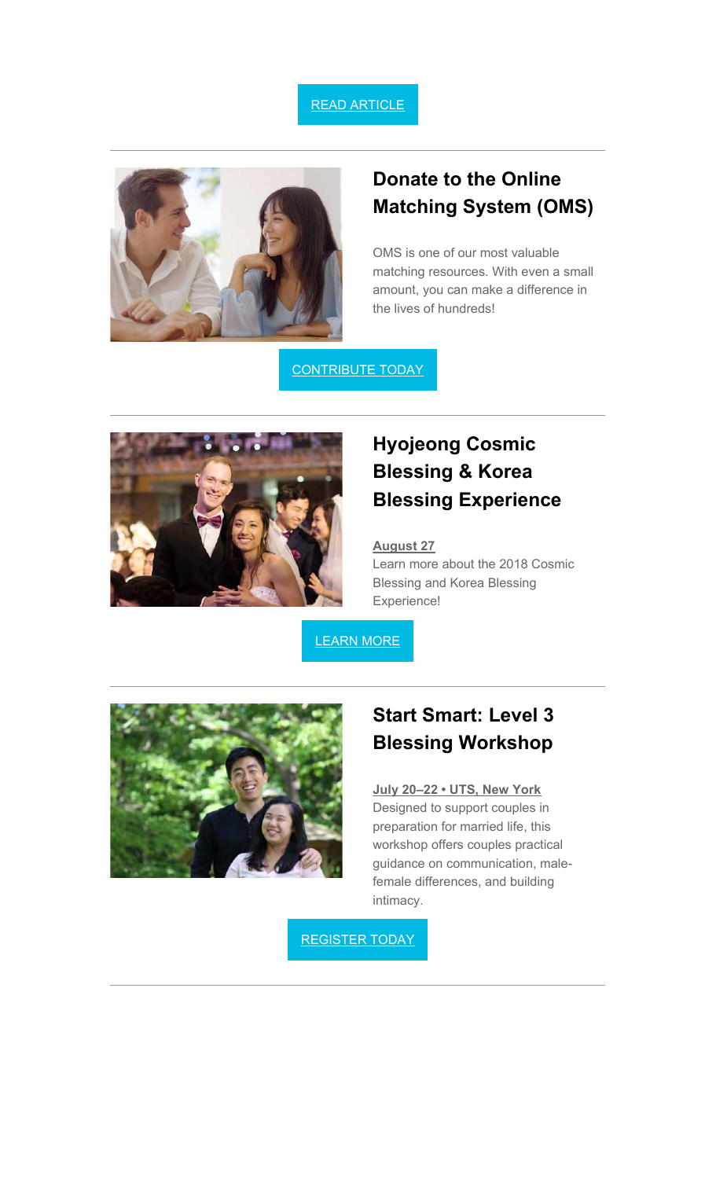READ ARTICLE

---

## Donate to the Online Matching System (OMS)

OMS is one of our most valuable matching resources. With even a small amount, you can make a difference in the lives of hundreds!

CONTRIBUTE TODAY

---

## Hyojeong Cosmic Blessing & Korea Blessing Experience

**August 27**

Learn more about the 2018 Cosmic Blessing and Korea Blessing Experience!

LEARN MORE

---

## Start Smart: Level 3 Blessing Workshop

**July 20–22 • UTS, New York**

Designed to support couples in preparation for married life, this workshop offers couples practical guidance on communication, male-female differences, and building intimacy.

REGISTER TODAY

---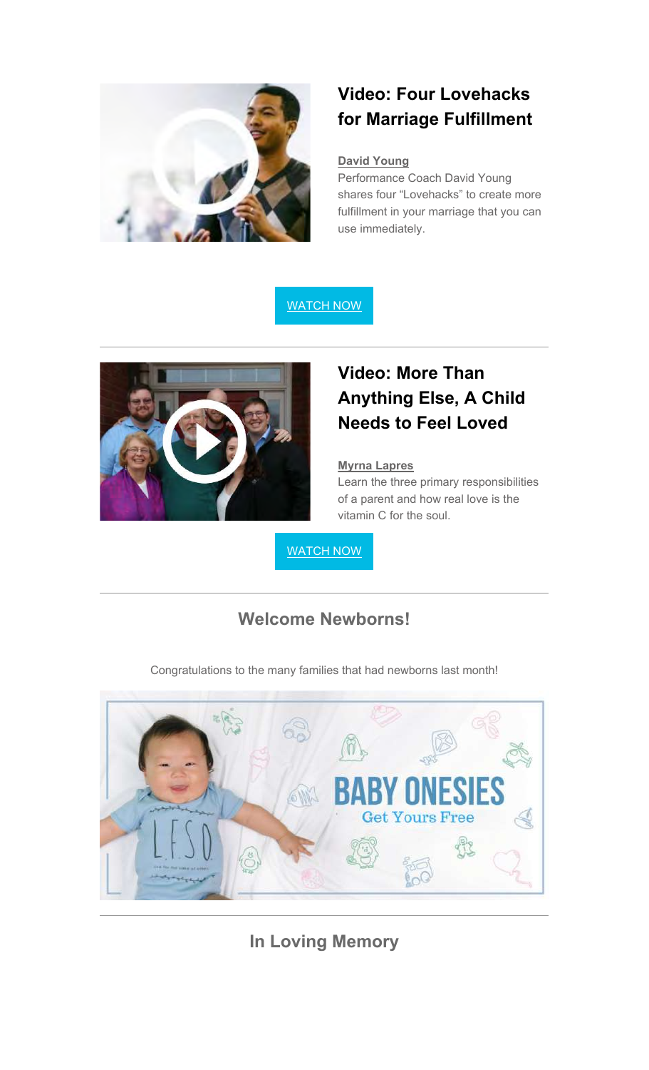### Video: Four Lovehacks for Marriage Fulfillment

**David Young**
Performance Coach David Young shares four “Lovehacks” to create more fulfillment in your marriage that you can use immediately.

WATCH NOW

---

### Video: More Than Anything Else, A Child Needs to Feel Loved

**Myrna Lapres**
Learn the three primary responsibilities of a parent and how real love is the vitamin C for the soul.

WATCH NOW

---

## Welcome Newborns!

Congratulations to the many families that had newborns last month!

BABY ONESIES
Get Yours Free

---

## In Loving Memory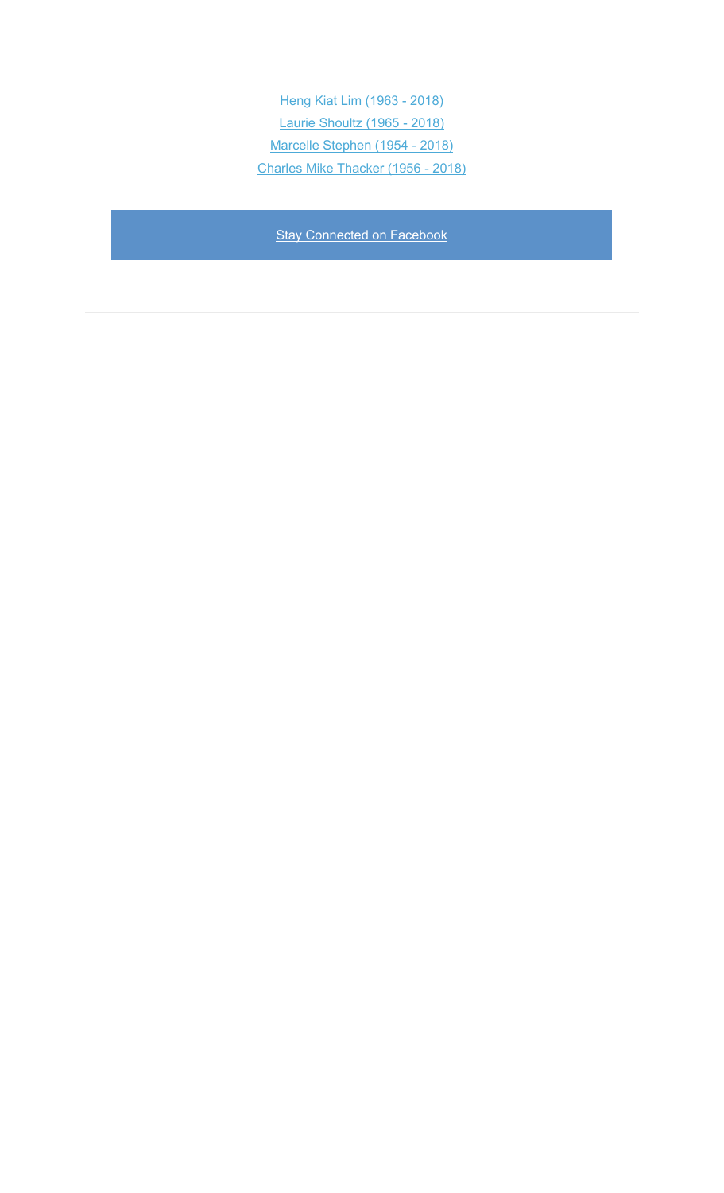Heng Kiat Lim (1963 - 2018)

Laurie Shoultz (1965 - 2018)

Marcelle Stephen (1954 - 2018)

Charles Mike Thacker (1956 - 2018)

---

Stay Connected on Facebook